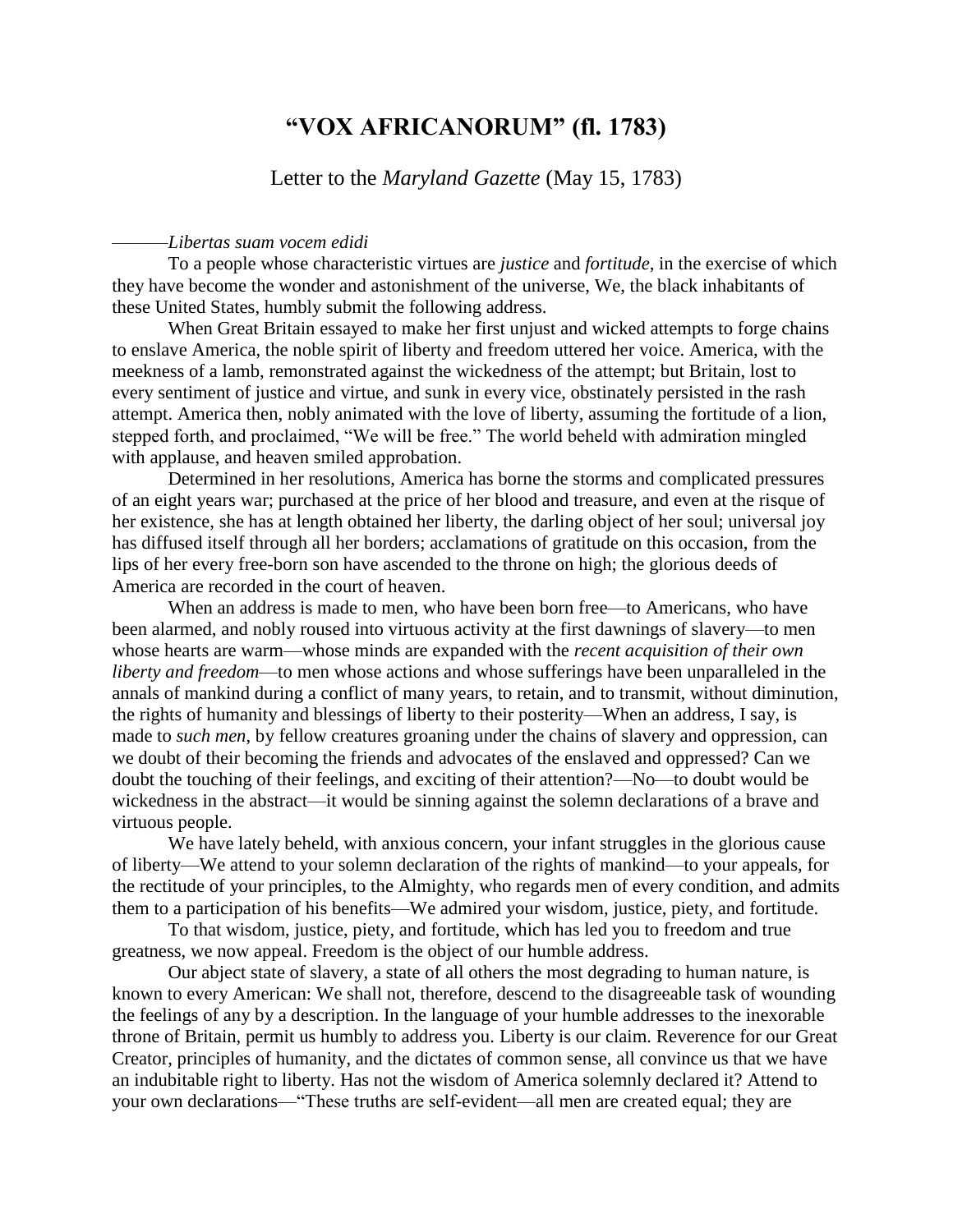# "VOX AFRICANORUM" (fl. 1783)

Letter to the *Maryland Gazette* (May 15, 1783)

———*Libertas suam vocem edidi*

To a people whose characteristic virtues are *justice* and *fortitude*, in the exercise of which they have become the wonder and astonishment of the universe, We, the black inhabitants of these United States, humbly submit the following address.

When Great Britain essayed to make her first unjust and wicked attempts to forge chains to enslave America, the noble spirit of liberty and freedom uttered her voice. America, with the meekness of a lamb, remonstrated against the wickedness of the attempt; but Britain, lost to every sentiment of justice and virtue, and sunk in every vice, obstinately persisted in the rash attempt. America then, nobly animated with the love of liberty, assuming the fortitude of a lion, stepped forth, and proclaimed, "We will be free." The world beheld with admiration mingled with applause, and heaven smiled approbation.

Determined in her resolutions, America has borne the storms and complicated pressures of an eight years war; purchased at the price of her blood and treasure, and even at the risque of her existence, she has at length obtained her liberty, the darling object of her soul; universal joy has diffused itself through all her borders; acclamations of gratitude on this occasion, from the lips of her every free-born son have ascended to the throne on high; the glorious deeds of America are recorded in the court of heaven.

When an address is made to men, who have been born free—to Americans, who have been alarmed, and nobly roused into virtuous activity at the first dawnings of slavery—to men whose hearts are warm—whose minds are expanded with the *recent acquisition of their own liberty and freedom*—to men whose actions and whose sufferings have been unparalleled in the annals of mankind during a conflict of many years, to retain, and to transmit, without diminution, the rights of humanity and blessings of liberty to their posterity—When an address, I say, is made to *such men*, by fellow creatures groaning under the chains of slavery and oppression, can we doubt of their becoming the friends and advocates of the enslaved and oppressed? Can we doubt the touching of their feelings, and exciting of their attention?—No—to doubt would be wickedness in the abstract—it would be sinning against the solemn declarations of a brave and virtuous people.

We have lately beheld, with anxious concern, your infant struggles in the glorious cause of liberty—We attend to your solemn declaration of the rights of mankind—to your appeals, for the rectitude of your principles, to the Almighty, who regards men of every condition, and admits them to a participation of his benefits—We admired your wisdom, justice, piety, and fortitude.

To that wisdom, justice, piety, and fortitude, which has led you to freedom and true greatness, we now appeal. Freedom is the object of our humble address.

Our abject state of slavery, a state of all others the most degrading to human nature, is known to every American: We shall not, therefore, descend to the disagreeable task of wounding the feelings of any by a description. In the language of your humble addresses to the inexorable throne of Britain, permit us humbly to address you. Liberty is our claim. Reverence for our Great Creator, principles of humanity, and the dictates of common sense, all convince us that we have an indubitable right to liberty. Has not the wisdom of America solemnly declared it? Attend to your own declarations—"These truths are self-evident—all men are created equal; they are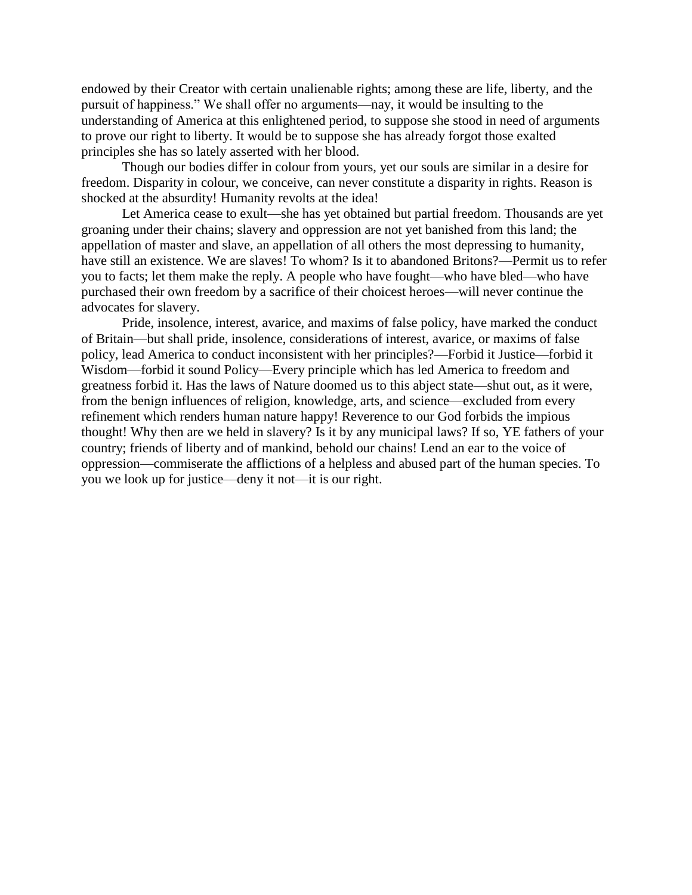endowed by their Creator with certain unalienable rights; among these are life, liberty, and the pursuit of happiness." We shall offer no arguments—nay, it would be insulting to the understanding of America at this enlightened period, to suppose she stood in need of arguments to prove our right to liberty. It would be to suppose she has already forgot those exalted principles she has so lately asserted with her blood.

Though our bodies differ in colour from yours, yet our souls are similar in a desire for freedom. Disparity in colour, we conceive, can never constitute a disparity in rights. Reason is shocked at the absurdity! Humanity revolts at the idea!

Let America cease to exult—she has yet obtained but partial freedom. Thousands are yet groaning under their chains; slavery and oppression are not yet banished from this land; the appellation of master and slave, an appellation of all others the most depressing to humanity, have still an existence. We are slaves! To whom? Is it to abandoned Britons?—Permit us to refer you to facts; let them make the reply. A people who have fought—who have bled—who have purchased their own freedom by a sacrifice of their choicest heroes—will never continue the advocates for slavery.

Pride, insolence, interest, avarice, and maxims of false policy, have marked the conduct of Britain—but shall pride, insolence, considerations of interest, avarice, or maxims of false policy, lead America to conduct inconsistent with her principles?—Forbid it Justice—forbid it Wisdom—forbid it sound Policy—Every principle which has led America to freedom and greatness forbid it. Has the laws of Nature doomed us to this abject state—shut out, as it were, from the benign influences of religion, knowledge, arts, and science—excluded from every refinement which renders human nature happy! Reverence to our God forbids the impious thought! Why then are we held in slavery? Is it by any municipal laws? If so, YE fathers of your country; friends of liberty and of mankind, behold our chains! Lend an ear to the voice of oppression—commiserate the afflictions of a helpless and abused part of the human species. To you we look up for justice—deny it not—it is our right.